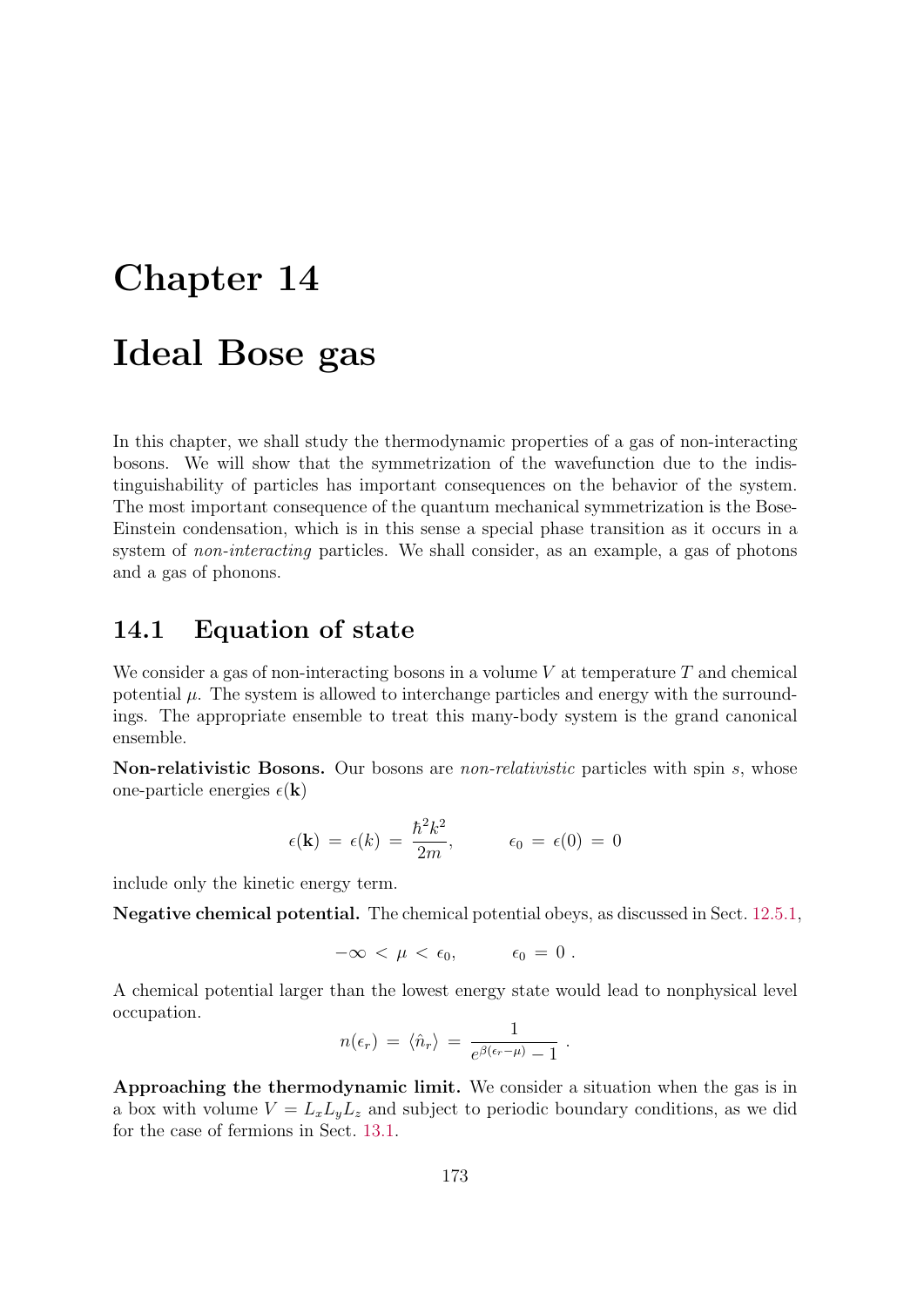# Chapter 14

# Ideal Bose gas

In this chapter, we shall study the thermodynamic properties of a gas of non-interacting bosons. We will show that the symmetrization of the wavefunction due to the indistinguishability of particles has important consequences on the behavior of the system. The most important consequence of the quantum mechanical symmetrization is the Bose-Einstein condensation, which is in this sense a special phase transition as it occurs in a system of *non-interacting* particles. We shall consider, as an example, a gas of photons and a gas of phonons.

## 14.1 Equation of state

We consider a gas of non-interacting bosons in a volume $V$ at temperature $T$ and chemical potential $\mu$. The system is allowed to interchange particles and energy with the surroundings. The appropriate ensemble to treat this many-body system is the grand canonical ensemble.

**Non-relativistic Bosons.** Our bosons are *non-relativistic* particles with spin $s$, whose one-particle energies $\epsilon(\mathbf{k})$

$$\epsilon(\mathbf{k}) \,=\, \epsilon(k) \,=\, \frac{\hbar^2 k^2}{2m}, \qquad\qquad \epsilon_0 \,=\, \epsilon(0) \,=\, 0$$

include only the kinetic energy term.

**Negative chemical potential.** The chemical potential obeys, as discussed in Sect. 12.5.1,

$$-\infty \,<\, \mu \,<\, \epsilon_0, \qquad\qquad \epsilon_0 \,=\, 0 \;.$$

A chemical potential larger than the lowest energy state would lead to nonphysical level occupation.

$$n(\epsilon_r) \,=\, \langle \hat{n}_r \rangle \,=\, \frac{1}{e^{\beta(\epsilon_r - \mu)} - 1} \;.$$

**Approaching the thermodynamic limit.** We consider a situation when the gas is in a box with volume $V = L_x L_y L_z$ and subject to periodic boundary conditions, as we did for the case of fermions in Sect. 13.1.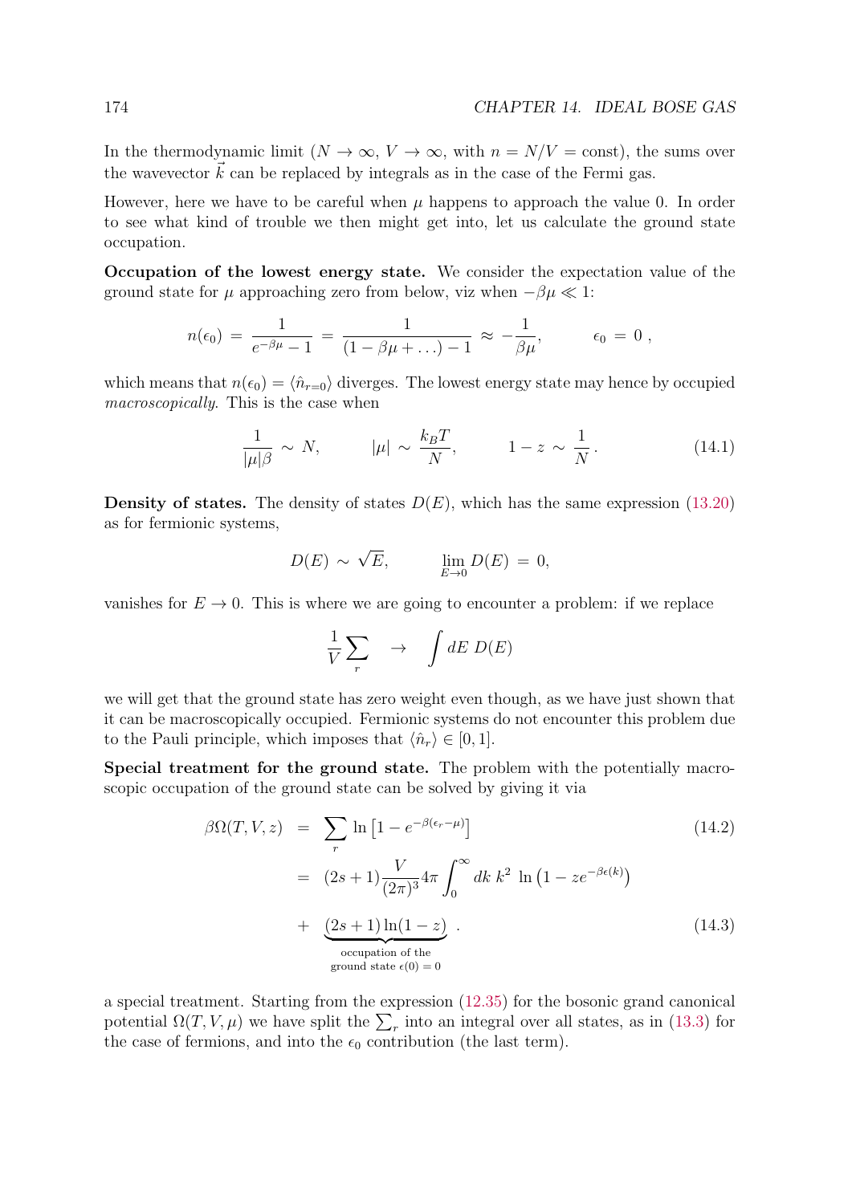In the thermodynamic limit ($N \to \infty$, $V \to \infty$, with $n = N/V = \text{const}$), the sums over the wavevector $\vec{k}$ can be replaced by integrals as in the case of the Fermi gas.

However, here we have to be careful when $\mu$ happens to approach the value 0. In order to see what kind of trouble we then might get into, let us calculate the ground state occupation.

**Occupation of the lowest energy state.** We consider the expectation value of the ground state for $\mu$ approaching zero from below, viz when $-\beta\mu \ll 1$:

$$n(\epsilon_0) \,=\, \frac{1}{e^{-\beta\mu}-1} \,=\, \frac{1}{(1-\beta\mu+\ldots)-1} \,\approx\, -\frac{1}{\beta\mu}, \qquad\qquad \epsilon_0 \,=\, 0\;,$$

which means that $n(\epsilon_0) = \langle \hat{n}_{r=0} \rangle$ diverges. The lowest energy state may hence by occupied *macroscopically*. This is the case when

$$\frac{1}{|\mu|\beta} \,\sim\, N, \qquad\qquad |\mu| \,\sim\, \frac{k_BT}{N}, \qquad\qquad 1-z \,\sim\, \frac{1}{N}\,. \tag{14.1}$$

**Density of states.** The density of states $D(E)$, which has the same expression (13.20) as for fermionic systems,

$$D(E) \,\sim\, \sqrt{E}, \qquad\qquad \lim_{E\to 0} D(E) \,=\, 0,$$

vanishes for $E \to 0$. This is where we are going to encounter a problem: if we replace

$$\frac{1}{V}\sum_r \quad\to\quad \int dE\; D(E)$$

we will get that the ground state has zero weight even though, as we have just shown that it can be macroscopically occupied. Fermionic systems do not encounter this problem due to the Pauli principle, which imposes that $\langle \hat{n}_r \rangle \in [0, 1]$.

**Special treatment for the ground state.** The problem with the potentially macroscopic occupation of the ground state can be solved by giving it via

$$\begin{aligned}
\beta\Omega(T,V,z) \;&=\; \sum_r \ln\left[1-e^{-\beta(\epsilon_r-\mu)}\right] &(14.2)\\
&=\; (2s+1)\frac{V}{(2\pi)^3}4\pi\int_0^\infty dk\; k^2\;\ln\left(1-ze^{-\beta\epsilon(k)}\right)\\
&\quad+\; \underbrace{(2s+1)\ln(1-z)}_{\substack{\text{occupation of the}\\ \text{ground state } \epsilon(0)=0}}\;. &(14.3)
\end{aligned}$$

a special treatment. Starting from the expression (12.35) for the bosonic grand canonical potential $\Omega(T,V,\mu)$ we have split the $\sum_r$ into an integral over all states, as in (13.3) for the case of fermions, and into the $\epsilon_0$ contribution (the last term).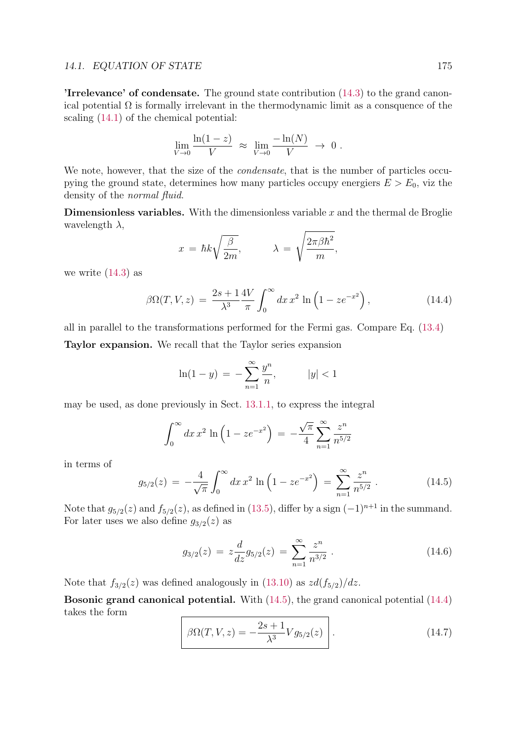**'Irrelevance' of condensate.** The ground state contribution (14.3) to the grand canonical potential $\Omega$ is formally irrelevant in the thermodynamic limit as a consquence of the scaling (14.1) of the chemical potential:

$$\lim_{V\to 0} \frac{\ln(1-z)}{V} \;\approx\; \lim_{V\to 0} \frac{-\ln(N)}{V} \;\to\; 0\,.$$

We note, however, that the size of the *condensate*, that is the number of particles occupying the ground state, determines how many particles occupy energiers $E > E_0$, viz the density of the *normal fluid*.

**Dimensionless variables.** With the dimensionless variable $x$ and the thermal de Broglie wavelength $\lambda$,

$$x \;=\; \hbar k \sqrt{\frac{\beta}{2m}}, \qquad\qquad \lambda \;=\; \sqrt{\frac{2\pi\beta\hbar^2}{m}},$$

we write (14.3) as

$$\beta\Omega(T,V,z) \;=\; \frac{2s+1}{\lambda^3}\frac{4V}{\pi}\int_0^\infty dx\, x^2 \,\ln\left(1-ze^{-x^2}\right), \tag{14.4}$$

all in parallel to the transformations performed for the Fermi gas. Compare Eq. (13.4)

**Taylor expansion.** We recall that the Taylor series expansion

$$\ln(1-y) \;=\; -\sum_{n=1}^{\infty}\frac{y^n}{n}, \qquad\qquad |y|<1$$

may be used, as done previously in Sect. 13.1.1, to express the integral

$$\int_0^\infty dx\, x^2\,\ln\left(1-ze^{-x^2}\right) \;=\; -\frac{\sqrt{\pi}}{4}\sum_{n=1}^{\infty}\frac{z^n}{n^{5/2}}$$

in terms of

$$g_{5/2}(z) \;=\; -\frac{4}{\sqrt{\pi}}\int_0^\infty dx\, x^2\,\ln\left(1-ze^{-x^2}\right) \;=\; \sum_{n=1}^{\infty}\frac{z^n}{n^{5/2}}\,. \tag{14.5}$$

Note that $g_{5/2}(z)$ and $f_{5/2}(z)$, as defined in (13.5), differ by a sign $(-1)^{n+1}$ in the summand. For later uses we also define $g_{3/2}(z)$ as

$$g_{3/2}(z) \;=\; z\frac{d}{dz}g_{5/2}(z) \;=\; \sum_{n=1}^{\infty}\frac{z^n}{n^{3/2}}\,. \tag{14.6}$$

Note that $f_{3/2}(z)$ was defined analogously in (13.10) as $zd(f_{5/2})/dz$.

**Bosonic grand canonical potential.** With (14.5), the grand canonical potential (14.4) takes the form

$$\boxed{\beta\Omega(T,V,z) = -\frac{2s+1}{\lambda^3}V\,g_{5/2}(z)}\,. \tag{14.7}$$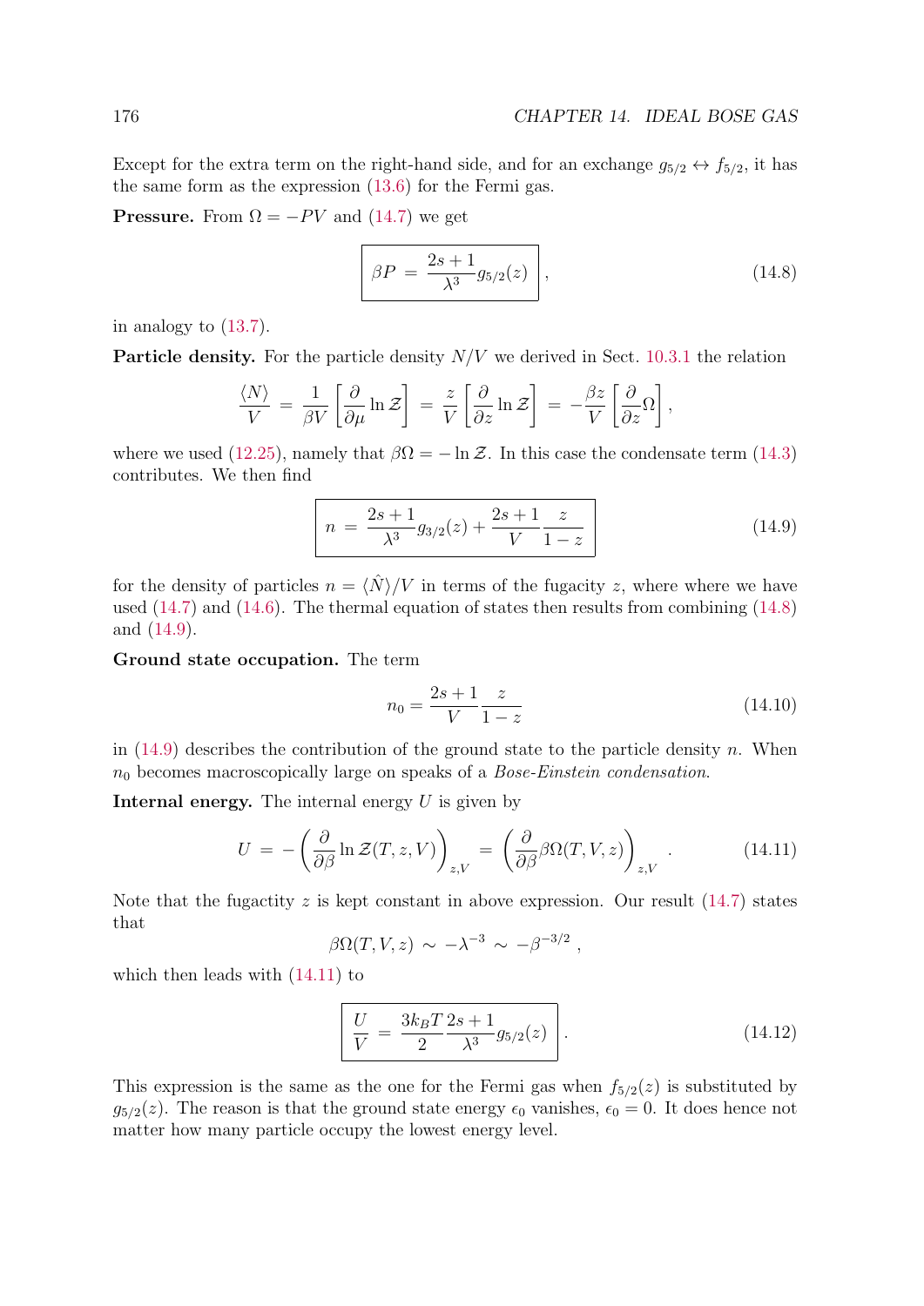Except for the extra term on the right-hand side, and for an exchange $g_{5/2} \leftrightarrow f_{5/2}$, it has the same form as the expression (13.6) for the Fermi gas.

**Pressure.** From $\Omega = -PV$ and (14.7) we get

$$\boxed{\beta P \;=\; \frac{2s+1}{\lambda^3} g_{5/2}(z)}\,, \tag{14.8}$$

in analogy to (13.7).

**Particle density.** For the particle density $N/V$ we derived in Sect. 10.3.1 the relation

$$\frac{\langle N\rangle}{V} \;=\; \frac{1}{\beta V}\left[\frac{\partial}{\partial\mu}\ln\mathcal{Z}\right] \;=\; \frac{z}{V}\left[\frac{\partial}{\partial z}\ln\mathcal{Z}\right] \;=\; -\frac{\beta z}{V}\left[\frac{\partial}{\partial z}\Omega\right],$$

where we used (12.25), namely that $\beta\Omega = -\ln\mathcal{Z}$. In this case the condensate term (14.3) contributes. We then find

$$\boxed{n \;=\; \frac{2s+1}{\lambda^3} g_{3/2}(z) + \frac{2s+1}{V}\frac{z}{1-z}} \tag{14.9}$$

for the density of particles $n = \langle\hat{N}\rangle/V$ in terms of the fugacity $z$, where where we have used (14.7) and (14.6). The thermal equation of states then results from combining (14.8) and (14.9).

**Ground state occupation.** The term

$$n_0 = \frac{2s+1}{V}\frac{z}{1-z} \tag{14.10}$$

in (14.9) describes the contribution of the ground state to the particle density $n$. When $n_0$ becomes macroscopically large on speaks of a *Bose-Einstein condensation*.

**Internal energy.** The internal energy $U$ is given by

$$U \;=\; -\left(\frac{\partial}{\partial\beta}\ln\mathcal{Z}(T,z,V)\right)_{z,V} \;=\; \left(\frac{\partial}{\partial\beta}\beta\Omega(T,V,z)\right)_{z,V}\,. \tag{14.11}$$

Note that the fugactity $z$ is kept constant in above expression. Our result (14.7) states that

$$\beta\Omega(T,V,z) \;\sim\; -\lambda^{-3} \;\sim\; -\beta^{-3/2}\,,$$

which then leads with (14.11) to

$$\boxed{\frac{U}{V} \;=\; \frac{3k_BT}{2}\frac{2s+1}{\lambda^3}g_{5/2}(z)}\,. \tag{14.12}$$

This expression is the same as the one for the Fermi gas when $f_{5/2}(z)$ is substituted by $g_{5/2}(z)$. The reason is that the ground state energy $\epsilon_0$ vanishes, $\epsilon_0 = 0$. It does hence not matter how many particle occupy the lowest energy level.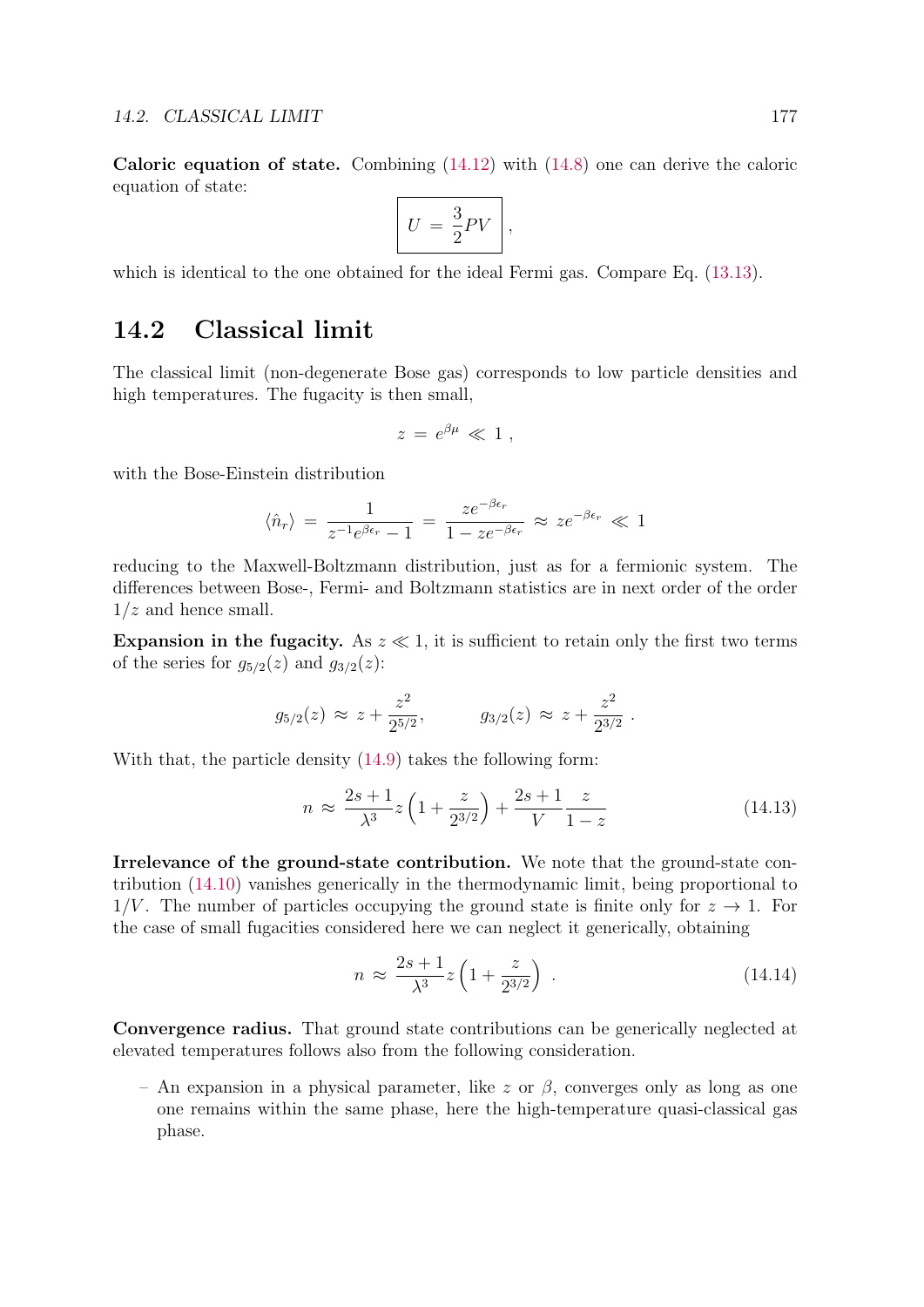**Caloric equation of state.** Combining (14.12) with (14.8) one can derive the caloric equation of state:

$$\boxed{U \,=\, \frac{3}{2}PV} \,,$$

which is identical to the one obtained for the ideal Fermi gas. Compare Eq. (13.13).

## 14.2 Classical limit

The classical limit (non-degenerate Bose gas) corresponds to low particle densities and high temperatures. The fugacity is then small,

$$z \,=\, e^{\beta\mu} \,\ll\, 1 \,,$$

with the Bose-Einstein distribution

$$\langle \hat{n}_r \rangle \,=\, \frac{1}{z^{-1}e^{\beta\epsilon_r}-1} \,=\, \frac{ze^{-\beta\epsilon_r}}{1-ze^{-\beta\epsilon_r}} \,\approx\, ze^{-\beta\epsilon_r} \,\ll\, 1$$

reducing to the Maxwell-Boltzmann distribution, just as for a fermionic system. The differences between Bose-, Fermi- and Boltzmann statistics are in next order of the order $1/z$ and hence small.

**Expansion in the fugacity.** As $z \ll 1$, it is sufficient to retain only the first two terms of the series for $g_{5/2}(z)$ and $g_{3/2}(z)$:

$$g_{5/2}(z) \,\approx\, z + \frac{z^2}{2^{5/2}}, \qquad\qquad g_{3/2}(z) \,\approx\, z + \frac{z^2}{2^{3/2}} \,.$$

With that, the particle density (14.9) takes the following form:

$$n \,\approx\, \frac{2s+1}{\lambda^3} z \left(1 + \frac{z}{2^{3/2}}\right) + \frac{2s+1}{V}\frac{z}{1-z} \tag{14.13}$$

**Irrelevance of the ground-state contribution.** We note that the ground-state contribution (14.10) vanishes generically in the thermodynamic limit, being proportional to $1/V$. The number of particles occupying the ground state is finite only for $z \to 1$. For the case of small fugacities considered here we can neglect it generically, obtaining

$$n \,\approx\, \frac{2s+1}{\lambda^3} z \left(1 + \frac{z}{2^{3/2}}\right) \,. \tag{14.14}$$

**Convergence radius.** That ground state contributions can be generically neglected at elevated temperatures follows also from the following consideration.

– An expansion in a physical parameter, like $z$ or $\beta$, converges only as long as one one remains within the same phase, here the high-temperature quasi-classical gas phase.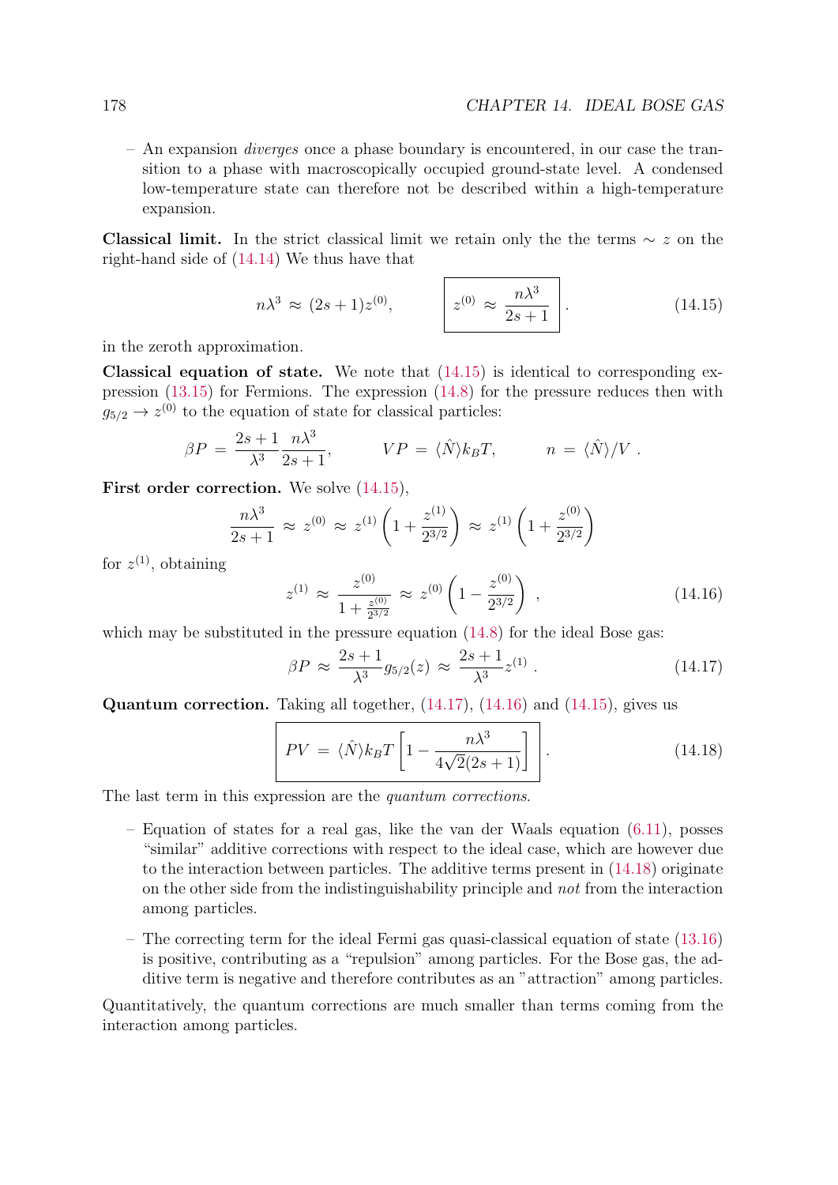– An expansion *diverges* once a phase boundary is encountered, in our case the transition to a phase with macroscopically occupied ground-state level. A condensed low-temperature state can therefore not be described within a high-temperature expansion.

**Classical limit.** In the strict classical limit we retain only the the terms $\sim z$ on the right-hand side of (14.14) We thus have that

$$n\lambda^3 \approx (2s+1)z^{(0)}, \qquad \boxed{z^{(0)} \approx \frac{n\lambda^3}{2s+1}} . \tag{14.15}$$

in the zeroth approximation.

**Classical equation of state.** We note that (14.15) is identical to corresponding expression (13.15) for Fermions. The expression (14.8) for the pressure reduces then with $g_{5/2} \to z^{(0)}$ to the equation of state for classical particles:

$$\beta P = \frac{2s+1}{\lambda^3}\frac{n\lambda^3}{2s+1}, \qquad VP = \langle \hat{N} \rangle k_B T, \qquad n = \langle \hat{N} \rangle / V .$$

**First order correction.** We solve (14.15),

$$\frac{n\lambda^3}{2s+1} \approx z^{(0)} \approx z^{(1)}\left(1+\frac{z^{(1)}}{2^{3/2}}\right) \approx z^{(1)}\left(1+\frac{z^{(0)}}{2^{3/2}}\right)$$

for $z^{(1)}$, obtaining

$$z^{(1)} \approx \frac{z^{(0)}}{1+\frac{z^{(0)}}{2^{3/2}}} \approx z^{(0)}\left(1-\frac{z^{(0)}}{2^{3/2}}\right) , \tag{14.16}$$

which may be substituted in the pressure equation (14.8) for the ideal Bose gas:

$$\beta P \approx \frac{2s+1}{\lambda^3}g_{5/2}(z) \approx \frac{2s+1}{\lambda^3}z^{(1)} . \tag{14.17}$$

**Quantum correction.** Taking all together, (14.17), (14.16) and (14.15), gives us

$$\boxed{PV = \langle \hat{N} \rangle k_B T \left[1 - \frac{n\lambda^3}{4\sqrt{2}(2s+1)}\right]} . \tag{14.18}$$

The last term in this expression are the *quantum corrections*.

– Equation of states for a real gas, like the van der Waals equation (6.11), posses "similar" additive corrections with respect to the ideal case, which are however due to the interaction between particles. The additive terms present in (14.18) originate on the other side from the indistinguishability principle and *not* from the interaction among particles.

– The correcting term for the ideal Fermi gas quasi-classical equation of state (13.16) is positive, contributing as a "repulsion" among particles. For the Bose gas, the additive term is negative and therefore contributes as an "attraction" among particles.

Quantitatively, the quantum corrections are much smaller than terms coming from the interaction among particles.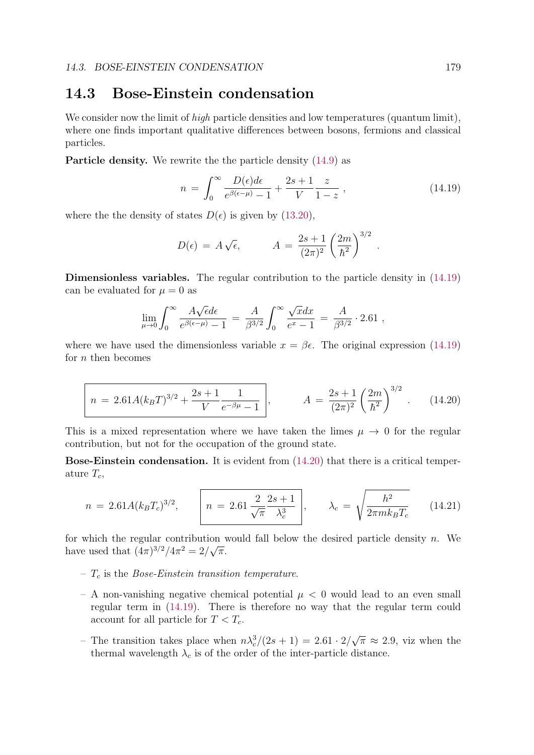## 14.3 Bose-Einstein condensation

We consider now the limit of *high* particle densities and low temperatures (quantum limit), where one finds important qualitative differences between bosons, fermions and classical particles.

**Particle density.** We rewrite the the particle density (14.9) as

$$n \,=\, \int_0^\infty \frac{D(\epsilon)d\epsilon}{e^{\beta(\epsilon-\mu)}-1} + \frac{2s+1}{V}\frac{z}{1-z}\,, \tag{14.19}$$

where the the density of states $D(\epsilon)$ is given by (13.20),

$$D(\epsilon) \,=\, A\,\sqrt{\epsilon}, \qquad A \,=\, \frac{2s+1}{(2\pi)^2}\left(\frac{2m}{\hbar^2}\right)^{3/2}.$$

**Dimensionless variables.** The regular contribution to the particle density in (14.19) can be evaluated for $\mu = 0$ as

$$\lim_{\mu\to 0}\int_0^\infty \frac{A\sqrt{\epsilon}d\epsilon}{e^{\beta(\epsilon-\mu)}-1} \,=\, \frac{A}{\beta^{3/2}}\int_0^\infty \frac{\sqrt{x}dx}{e^x-1} \,=\, \frac{A}{\beta^{3/2}}\cdot 2.61\,,$$

where we have used the dimensionless variable $x = \beta\epsilon$. The original expression (14.19) for $n$ then becomes

$$\boxed{n \,=\, 2.61A(k_BT)^{3/2} + \frac{2s+1}{V}\frac{1}{e^{-\beta\mu}-1}}, \qquad A \,=\, \frac{2s+1}{(2\pi)^2}\left(\frac{2m}{\hbar^2}\right)^{3/2}. \tag{14.20}$$

This is a mixed representation where we have taken the limes $\mu \to 0$ for the regular contribution, but not for the occupation of the ground state.

**Bose-Einstein condensation.** It is evident from (14.20) that there is a critical temperature $T_c$,

$$n \,=\, 2.61A(k_BT_c)^{3/2}, \qquad \boxed{n \,=\, 2.61\,\frac{2}{\sqrt{\pi}}\,\frac{2s+1}{\lambda_c^3}}, \qquad \lambda_c \,=\, \sqrt{\frac{h^2}{2\pi m k_B T_c}} \tag{14.21}$$

for which the regular contribution would fall below the desired particle density $n$. We have used that $(4\pi)^{3/2}/4\pi^2 = 2/\sqrt{\pi}$.

- $T_c$ is the *Bose-Einstein transition temperature*.
- A non-vanishing negative chemical potential $\mu < 0$ would lead to an even small regular term in (14.19). There is therefore no way that the regular term could account for all particle for $T < T_c$.
- The transition takes place when $n\lambda_c^3/(2s+1) = 2.61\cdot 2/\sqrt{\pi} \approx 2.9$, viz when the thermal wavelength $\lambda_c$ is of the order of the inter-particle distance.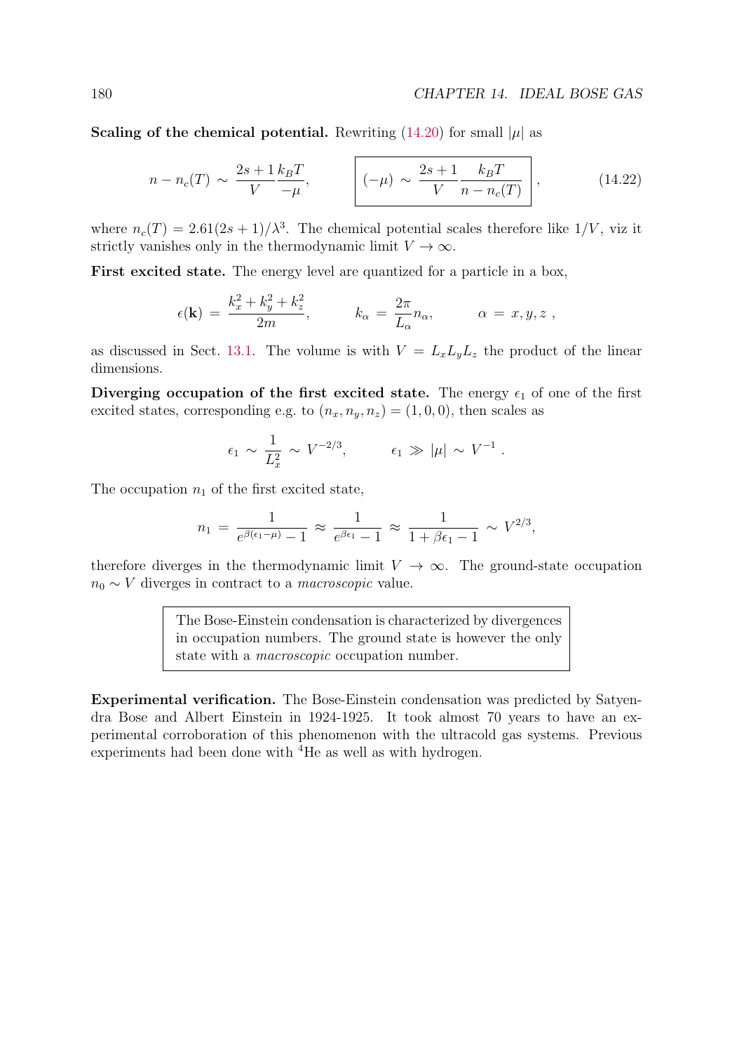**Scaling of the chemical potential.** Rewriting (14.20) for small $|\mu|$ as

$$n - n_c(T) \sim \frac{2s+1}{V}\frac{k_B T}{-\mu}, \qquad \boxed{(-\mu) \sim \frac{2s+1}{V}\frac{k_B T}{n - n_c(T)}}, \tag{14.22}$$

where $n_c(T) = 2.61(2s+1)/\lambda^3$. The chemical potential scales therefore like $1/V$, viz it strictly vanishes only in the thermodynamic limit $V \to \infty$.

**First excited state.** The energy level are quantized for a particle in a box,

$$\epsilon(\mathbf{k}) = \frac{k_x^2 + k_y^2 + k_z^2}{2m}, \qquad k_\alpha = \frac{2\pi}{L_\alpha} n_\alpha, \qquad \alpha = x, y, z\ ,$$

as discussed in Sect. 13.1. The volume is with $V = L_x L_y L_z$ the product of the linear dimensions.

**Diverging occupation of the first excited state.** The energy $\epsilon_1$ of one of the first excited states, corresponding e.g. to $(n_x, n_y, n_z) = (1, 0, 0)$, then scales as

$$\epsilon_1 \sim \frac{1}{L_x^2} \sim V^{-2/3}, \qquad \epsilon_1 \gg |\mu| \sim V^{-1}\ .$$

The occupation $n_1$ of the first excited state,

$$n_1 = \frac{1}{e^{\beta(\epsilon_1 - \mu)} - 1} \approx \frac{1}{e^{\beta\epsilon_1} - 1} \approx \frac{1}{1 + \beta\epsilon_1 - 1} \sim V^{2/3},$$

therefore diverges in the thermodynamic limit $V \to \infty$. The ground-state occupation $n_0 \sim V$ diverges in contract to a *macroscopic* value.

> The Bose-Einstein condensation is characterized by divergences in occupation numbers. The ground state is however the only state with a *macroscopic* occupation number.

**Experimental verification.** The Bose-Einstein condensation was predicted by Satyendra Bose and Albert Einstein in 1924-1925. It took almost 70 years to have an experimental corroboration of this phenomenon with the ultracold gas systems. Previous experiments had been done with $^4$He as well as with hydrogen.